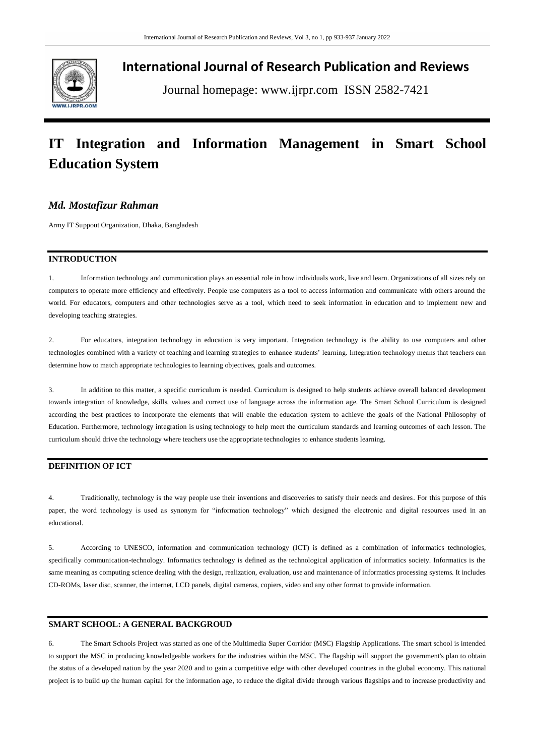# International Journal of Research Publication and Reviews

Journal homepage: www.ijrpr.com ISSN 2582-7421

# IT Integration and Information Management in Smart School Education System

***Md. Mostafizur Rahman***

Army IT Suppout Organization, Dhaka, Bangladesh

## INTRODUCTION

1. Information technology and communication plays an essential role in how individuals work, live and learn. Organizations of all sizes rely on computers to operate more efficiency and effectively. People use computers as a tool to access information and communicate with others around the world. For educators, computers and other technologies serve as a tool, which need to seek information in education and to implement new and developing teaching strategies.

2. For educators, integration technology in education is very important. Integration technology is the ability to use computers and other technologies combined with a variety of teaching and learning strategies to enhance students' learning. Integration technology means that teachers can determine how to match appropriate technologies to learning objectives, goals and outcomes.

3. In addition to this matter, a specific curriculum is needed. Curriculum is designed to help students achieve overall balanced development towards integration of knowledge, skills, values and correct use of language across the information age. The Smart School Curriculum is designed according the best practices to incorporate the elements that will enable the education system to achieve the goals of the National Philosophy of Education. Furthermore, technology integration is using technology to help meet the curriculum standards and learning outcomes of each lesson. The curriculum should drive the technology where teachers use the appropriate technologies to enhance students learning.

## DEFINITION OF ICT

4. Traditionally, technology is the way people use their inventions and discoveries to satisfy their needs and desires. For this purpose of this paper, the word technology is used as synonym for "information technology" which designed the electronic and digital resources used in an educational.

5. According to UNESCO, information and communication technology (ICT) is defined as a combination of informatics technologies, specifically communication-technology. Informatics technology is defined as the technological application of informatics society. Informatics is the same meaning as computing science dealing with the design, realization, evaluation, use and maintenance of informatics processing systems. It includes CD-ROMs, laser disc, scanner, the internet, LCD panels, digital cameras, copiers, video and any other format to provide information.

## SMART SCHOOL: A GENERAL BACKGROUD

6. The Smart Schools Project was started as one of the Multimedia Super Corridor (MSC) Flagship Applications. The smart school is intended to support the MSC in producing knowledgeable workers for the industries within the MSC. The flagship will support the government's plan to obtain the status of a developed nation by the year 2020 and to gain a competitive edge with other developed countries in the global economy. This national project is to build up the human capital for the information age, to reduce the digital divide through various flagships and to increase productivity and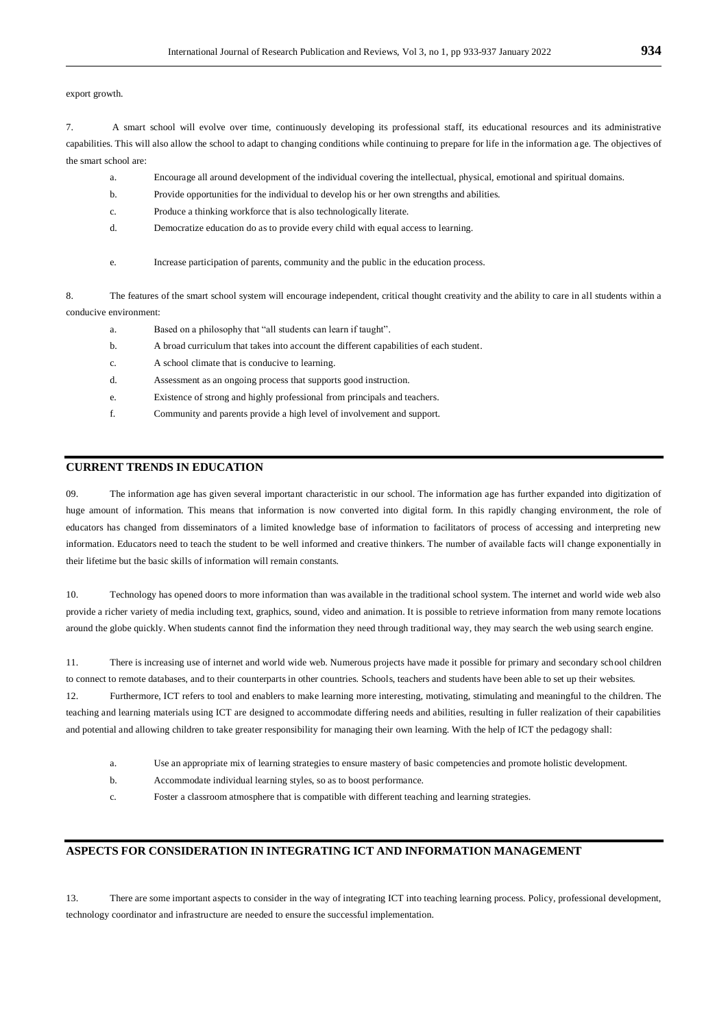export growth.

7. A smart school will evolve over time, continuously developing its professional staff, its educational resources and its administrative capabilities. This will also allow the school to adapt to changing conditions while continuing to prepare for life in the information age. The objectives of the smart school are:

a. Encourage all around development of the individual covering the intellectual, physical, emotional and spiritual domains.

b. Provide opportunities for the individual to develop his or her own strengths and abilities.

c. Produce a thinking workforce that is also technologically literate.

d. Democratize education do as to provide every child with equal access to learning.

e. Increase participation of parents, community and the public in the education process.

8. The features of the smart school system will encourage independent, critical thought creativity and the ability to care in all students within a conducive environment:

a. Based on a philosophy that "all students can learn if taught".

b. A broad curriculum that takes into account the different capabilities of each student.

c. A school climate that is conducive to learning.

d. Assessment as an ongoing process that supports good instruction.

e. Existence of strong and highly professional from principals and teachers.

f. Community and parents provide a high level of involvement and support.

## CURRENT TRENDS IN EDUCATION

09. The information age has given several important characteristic in our school. The information age has further expanded into digitization of huge amount of information. This means that information is now converted into digital form. In this rapidly changing environment, the role of educators has changed from disseminators of a limited knowledge base of information to facilitators of process of accessing and interpreting new information. Educators need to teach the student to be well informed and creative thinkers. The number of available facts will change exponentially in their lifetime but the basic skills of information will remain constants.

10. Technology has opened doors to more information than was available in the traditional school system. The internet and world wide web also provide a richer variety of media including text, graphics, sound, video and animation. It is possible to retrieve information from many remote locations around the globe quickly. When students cannot find the information they need through traditional way, they may search the web using search engine.

11. There is increasing use of internet and world wide web. Numerous projects have made it possible for primary and secondary school children to connect to remote databases, and to their counterparts in other countries. Schools, teachers and students have been able to set up their websites.

12. Furthermore, ICT refers to tool and enablers to make learning more interesting, motivating, stimulating and meaningful to the children. The teaching and learning materials using ICT are designed to accommodate differing needs and abilities, resulting in fuller realization of their capabilities and potential and allowing children to take greater responsibility for managing their own learning. With the help of ICT the pedagogy shall:

a. Use an appropriate mix of learning strategies to ensure mastery of basic competencies and promote holistic development.

b. Accommodate individual learning styles, so as to boost performance.

c. Foster a classroom atmosphere that is compatible with different teaching and learning strategies.

## ASPECTS FOR CONSIDERATION IN INTEGRATING ICT AND INFORMATION MANAGEMENT

13. There are some important aspects to consider in the way of integrating ICT into teaching learning process. Policy, professional development, technology coordinator and infrastructure are needed to ensure the successful implementation.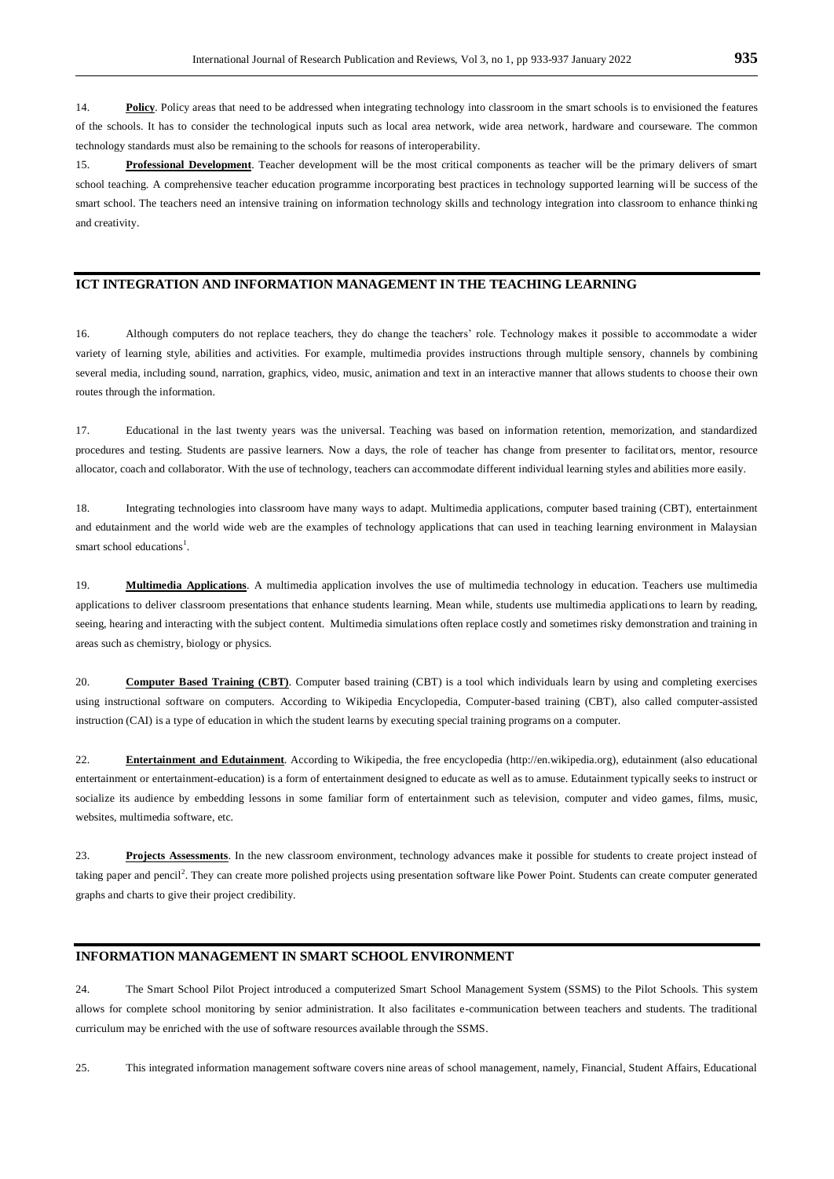14. **Policy**. Policy areas that need to be addressed when integrating technology into classroom in the smart schools is to envisioned the features of the schools. It has to consider the technological inputs such as local area network, wide area network, hardware and courseware. The common technology standards must also be remaining to the schools for reasons of interoperability.

15. **Professional Development**. Teacher development will be the most critical components as teacher will be the primary delivers of smart school teaching. A comprehensive teacher education programme incorporating best practices in technology supported learning will be success of the smart school. The teachers need an intensive training on information technology skills and technology integration into classroom to enhance thinking and creativity.

## ICT INTEGRATION AND INFORMATION MANAGEMENT IN THE TEACHING LEARNING

16. Although computers do not replace teachers, they do change the teachers' role. Technology makes it possible to accommodate a wider variety of learning style, abilities and activities. For example, multimedia provides instructions through multiple sensory, channels by combining several media, including sound, narration, graphics, video, music, animation and text in an interactive manner that allows students to choose their own routes through the information.

17. Educational in the last twenty years was the universal. Teaching was based on information retention, memorization, and standardized procedures and testing. Students are passive learners. Now a days, the role of teacher has change from presenter to facilitators, mentor, resource allocator, coach and collaborator. With the use of technology, teachers can accommodate different individual learning styles and abilities more easily.

18. Integrating technologies into classroom have many ways to adapt. Multimedia applications, computer based training (CBT), entertainment and edutainment and the world wide web are the examples of technology applications that can used in teaching learning environment in Malaysian smart school educations[1].

19. **Multimedia Applications**. A multimedia application involves the use of multimedia technology in education. Teachers use multimedia applications to deliver classroom presentations that enhance students learning. Mean while, students use multimedia applications to learn by reading, seeing, hearing and interacting with the subject content. Multimedia simulations often replace costly and sometimes risky demonstration and training in areas such as chemistry, biology or physics.

20. **Computer Based Training (CBT)**. Computer based training (CBT) is a tool which individuals learn by using and completing exercises using instructional software on computers. According to Wikipedia Encyclopedia, Computer-based training (CBT), also called computer-assisted instruction (CAI) is a type of education in which the student learns by executing special training programs on a computer.

22. **Entertainment and Edutainment**. According to Wikipedia, the free encyclopedia (http://en.wikipedia.org), edutainment (also educational entertainment or entertainment-education) is a form of entertainment designed to educate as well as to amuse. Edutainment typically seeks to instruct or socialize its audience by embedding lessons in some familiar form of entertainment such as television, computer and video games, films, music, websites, multimedia software, etc.

23. **Projects Assessments**. In the new classroom environment, technology advances make it possible for students to create project instead of taking paper and pencil[2]. They can create more polished projects using presentation software like Power Point. Students can create computer generated graphs and charts to give their project credibility.

## INFORMATION MANAGEMENT IN SMART SCHOOL ENVIRONMENT

24. The Smart School Pilot Project introduced a computerized Smart School Management System (SSMS) to the Pilot Schools. This system allows for complete school monitoring by senior administration. It also facilitates e-communication between teachers and students. The traditional curriculum may be enriched with the use of software resources available through the SSMS.

25. This integrated information management software covers nine areas of school management, namely, Financial, Student Affairs, Educational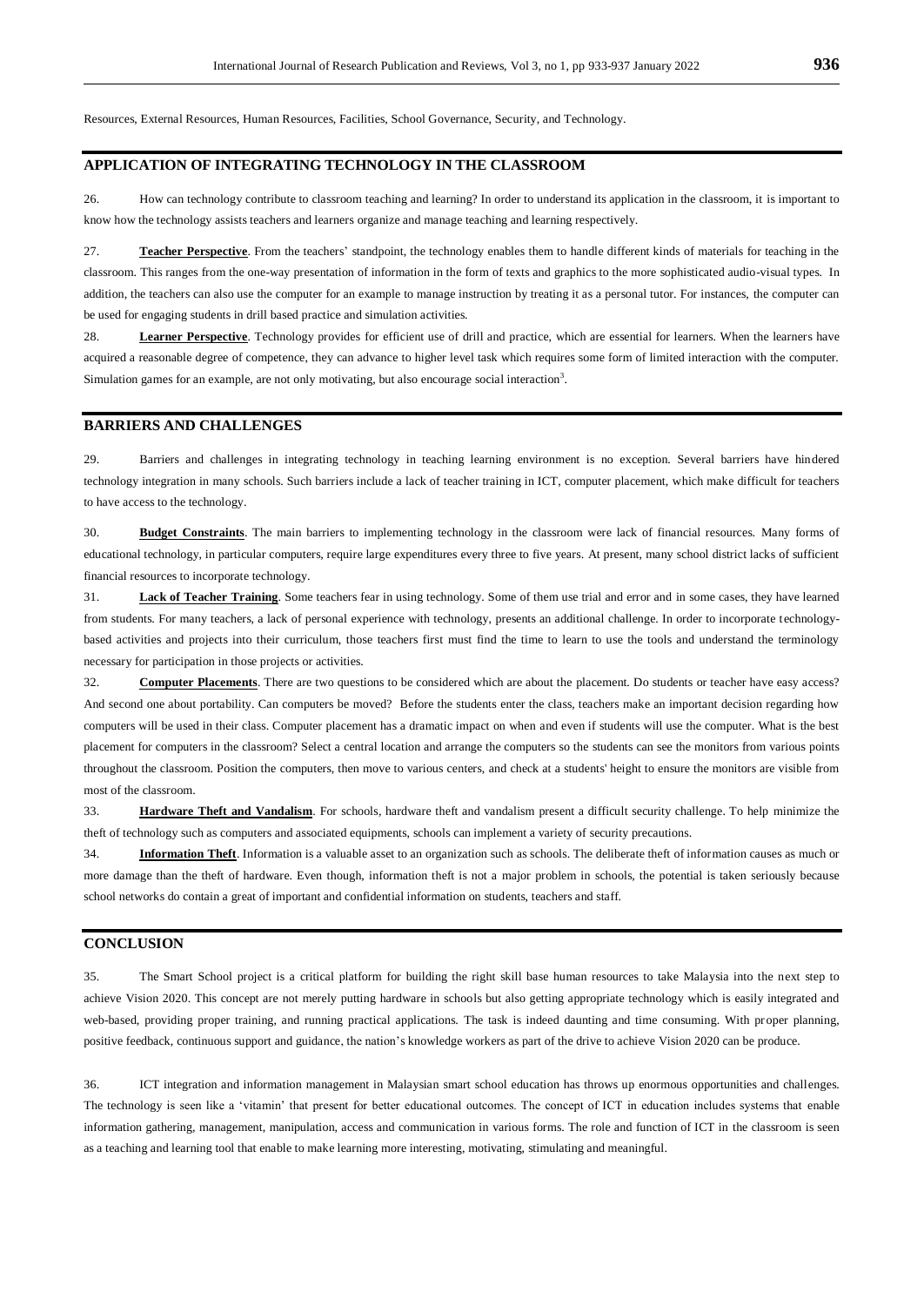Resources, External Resources, Human Resources, Facilities, School Governance, Security, and Technology.

## APPLICATION OF INTEGRATING TECHNOLOGY IN THE CLASSROOM

26. How can technology contribute to classroom teaching and learning? In order to understand its application in the classroom, it is important to know how the technology assists teachers and learners organize and manage teaching and learning respectively.

27. **Teacher Perspective**. From the teachers' standpoint, the technology enables them to handle different kinds of materials for teaching in the classroom. This ranges from the one-way presentation of information in the form of texts and graphics to the more sophisticated audio-visual types. In addition, the teachers can also use the computer for an example to manage instruction by treating it as a personal tutor. For instances, the computer can be used for engaging students in drill based practice and simulation activities.

28. **Learner Perspective**. Technology provides for efficient use of drill and practice, which are essential for learners. When the learners have acquired a reasonable degree of competence, they can advance to higher level task which requires some form of limited interaction with the computer. Simulation games for an example, are not only motivating, but also encourage social interaction[3].

## BARRIERS AND CHALLENGES

29. Barriers and challenges in integrating technology in teaching learning environment is no exception. Several barriers have hindered technology integration in many schools. Such barriers include a lack of teacher training in ICT, computer placement, which make difficult for teachers to have access to the technology.

30. **Budget Constraints**. The main barriers to implementing technology in the classroom were lack of financial resources. Many forms of educational technology, in particular computers, require large expenditures every three to five years. At present, many school district lacks of sufficient financial resources to incorporate technology.

31. **Lack of Teacher Training**. Some teachers fear in using technology. Some of them use trial and error and in some cases, they have learned from students. For many teachers, a lack of personal experience with technology, presents an additional challenge. In order to incorporate technology-based activities and projects into their curriculum, those teachers first must find the time to learn to use the tools and understand the terminology necessary for participation in those projects or activities.

32. **Computer Placements**. There are two questions to be considered which are about the placement. Do students or teacher have easy access? And second one about portability. Can computers be moved? Before the students enter the class, teachers make an important decision regarding how computers will be used in their class. Computer placement has a dramatic impact on when and even if students will use the computer. What is the best placement for computers in the classroom? Select a central location and arrange the computers so the students can see the monitors from various points throughout the classroom. Position the computers, then move to various centers, and check at a students' height to ensure the monitors are visible from most of the classroom.

33. **Hardware Theft and Vandalism**. For schools, hardware theft and vandalism present a difficult security challenge. To help minimize the theft of technology such as computers and associated equipments, schools can implement a variety of security precautions.

34. **Information Theft**. Information is a valuable asset to an organization such as schools. The deliberate theft of information causes as much or more damage than the theft of hardware. Even though, information theft is not a major problem in schools, the potential is taken seriously because school networks do contain a great of important and confidential information on students, teachers and staff.

## CONCLUSION

35. The Smart School project is a critical platform for building the right skill base human resources to take Malaysia into the next step to achieve Vision 2020. This concept are not merely putting hardware in schools but also getting appropriate technology which is easily integrated and web-based, providing proper training, and running practical applications. The task is indeed daunting and time consuming. With proper planning, positive feedback, continuous support and guidance, the nation's knowledge workers as part of the drive to achieve Vision 2020 can be produce.

36. ICT integration and information management in Malaysian smart school education has throws up enormous opportunities and challenges. The technology is seen like a 'vitamin' that present for better educational outcomes. The concept of ICT in education includes systems that enable information gathering, management, manipulation, access and communication in various forms. The role and function of ICT in the classroom is seen as a teaching and learning tool that enable to make learning more interesting, motivating, stimulating and meaningful.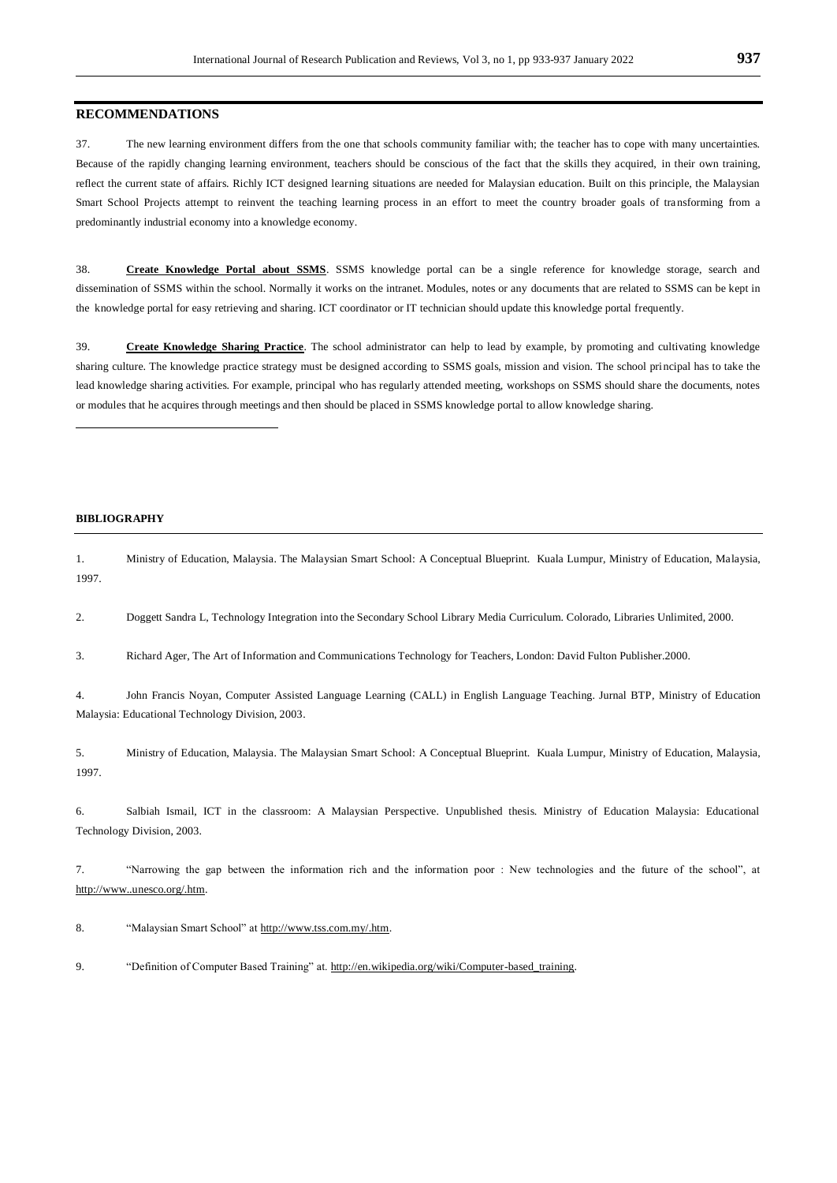## RECOMMENDATIONS

37. The new learning environment differs from the one that schools community familiar with; the teacher has to cope with many uncertainties. Because of the rapidly changing learning environment, teachers should be conscious of the fact that the skills they acquired, in their own training, reflect the current state of affairs. Richly ICT designed learning situations are needed for Malaysian education. Built on this principle, the Malaysian Smart School Projects attempt to reinvent the teaching learning process in an effort to meet the country broader goals of transforming from a predominantly industrial economy into a knowledge economy.

38. **Create Knowledge Portal about SSMS**. SSMS knowledge portal can be a single reference for knowledge storage, search and dissemination of SSMS within the school. Normally it works on the intranet. Modules, notes or any documents that are related to SSMS can be kept in the knowledge portal for easy retrieving and sharing. ICT coordinator or IT technician should update this knowledge portal frequently.

39. **Create Knowledge Sharing Practice**. The school administrator can help to lead by example, by promoting and cultivating knowledge sharing culture. The knowledge practice strategy must be designed according to SSMS goals, mission and vision. The school principal has to take the lead knowledge sharing activities. For example, principal who has regularly attended meeting, workshops on SSMS should share the documents, notes or modules that he acquires through meetings and then should be placed in SSMS knowledge portal to allow knowledge sharing.

### BIBLIOGRAPHY

1. Ministry of Education, Malaysia. The Malaysian Smart School: A Conceptual Blueprint. Kuala Lumpur, Ministry of Education, Malaysia, 1997.

2. Doggett Sandra L, Technology Integration into the Secondary School Library Media Curriculum. Colorado, Libraries Unlimited, 2000.

3. Richard Ager, The Art of Information and Communications Technology for Teachers, London: David Fulton Publisher.2000.

4. John Francis Noyan, Computer Assisted Language Learning (CALL) in English Language Teaching. Jurnal BTP, Ministry of Education Malaysia: Educational Technology Division, 2003.

5. Ministry of Education, Malaysia. The Malaysian Smart School: A Conceptual Blueprint. Kuala Lumpur, Ministry of Education, Malaysia, 1997.

6. Salbiah Ismail, ICT in the classroom: A Malaysian Perspective. Unpublished thesis. Ministry of Education Malaysia: Educational Technology Division, 2003.

7. "Narrowing the gap between the information rich and the information poor : New technologies and the future of the school", at http://www..unesco.org/.htm.

8. "Malaysian Smart School" at http://www.tss.com.my/.htm.

9. "Definition of Computer Based Training" at. http://en.wikipedia.org/wiki/Computer-based_training.